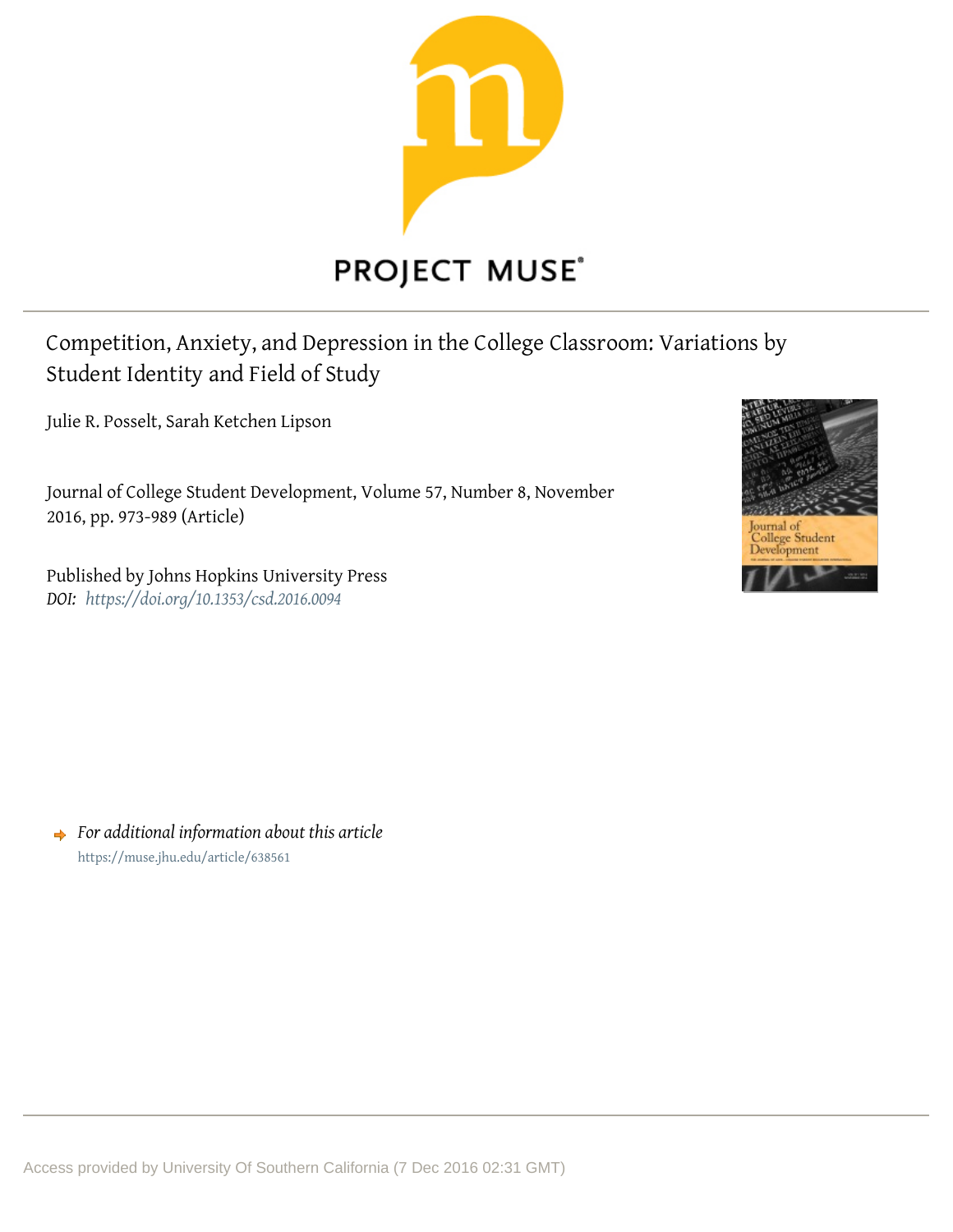PROJECT MUSE®

# Competition, Anxiety, and Depression in the College Classroom: Variations by Student Identity and Field of Study

Julie R. Posselt, Sarah Ketchen Lipson

Journal of College Student Development, Volume 57, Number 8, November 2016, pp. 973-989 (Article)

Published by Johns Hopkins University Press

*DOI: https://doi.org/10.1353/csd.2016.0094*

*For additional information about this article*

https://muse.jhu.edu/article/638561

Access provided by University Of Southern California (7 Dec 2016 02:31 GMT)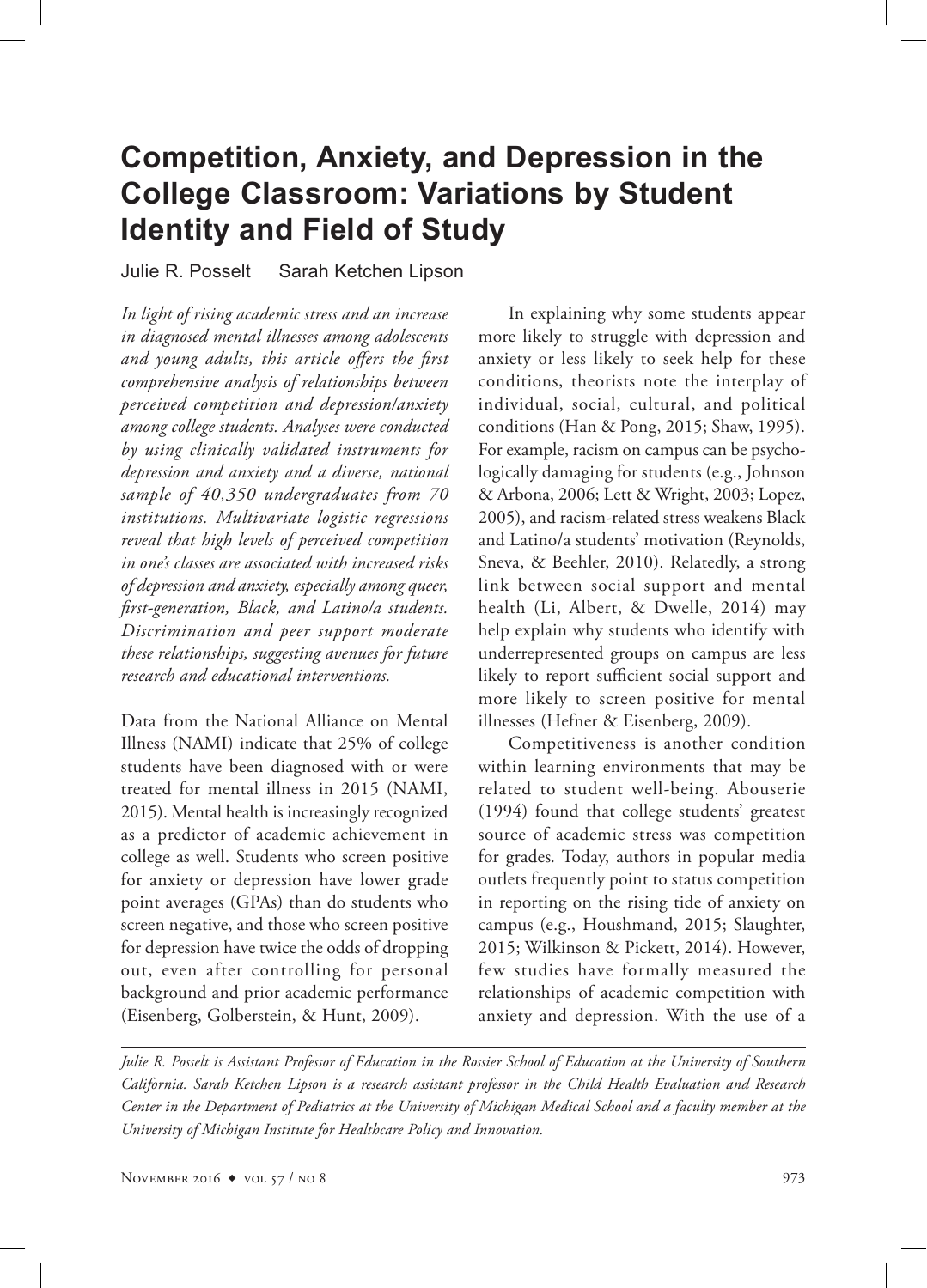# Competition, Anxiety, and Depression in the College Classroom: Variations by Student Identity and Field of Study

Julie R. Posselt    Sarah Ketchen Lipson

*In light of rising academic stress and an increase in diagnosed mental illnesses among adolescents and young adults, this article offers the first comprehensive analysis of relationships between perceived competition and depression/anxiety among college students. Analyses were conducted by using clinically validated instruments for depression and anxiety and a diverse, national sample of 40,350 undergraduates from 70 institutions. Multivariate logistic regressions reveal that high levels of perceived competition in one's classes are associated with increased risks of depression and anxiety, especially among queer, first-generation, Black, and Latino/a students. Discrimination and peer support moderate these relationships, suggesting avenues for future research and educational interventions.*

Data from the National Alliance on Mental Illness (NAMI) indicate that 25% of college students have been diagnosed with or were treated for mental illness in 2015 (NAMI, 2015). Mental health is increasingly recognized as a predictor of academic achievement in college as well. Students who screen positive for anxiety or depression have lower grade point averages (GPAs) than do students who screen negative, and those who screen positive for depression have twice the odds of dropping out, even after controlling for personal background and prior academic performance (Eisenberg, Golberstein, & Hunt, 2009).

In explaining why some students appear more likely to struggle with depression and anxiety or less likely to seek help for these conditions, theorists note the interplay of individual, social, cultural, and political conditions (Han & Pong, 2015; Shaw, 1995). For example, racism on campus can be psychologically damaging for students (e.g., Johnson & Arbona, 2006; Lett & Wright, 2003; Lopez, 2005), and racism-related stress weakens Black and Latino/a students' motivation (Reynolds, Sneva, & Beehler, 2010). Relatedly, a strong link between social support and mental health (Li, Albert, & Dwelle, 2014) may help explain why students who identify with underrepresented groups on campus are less likely to report sufficient social support and more likely to screen positive for mental illnesses (Hefner & Eisenberg, 2009).

Competitiveness is another condition within learning environments that may be related to student well-being. Abouserie (1994) found that college students' greatest source of academic stress was competition for grades. Today, authors in popular media outlets frequently point to status competition in reporting on the rising tide of anxiety on campus (e.g., Houshmand, 2015; Slaughter, 2015; Wilkinson & Pickett, 2014). However, few studies have formally measured the relationships of academic competition with anxiety and depression. With the use of a

*Julie R. Posselt is Assistant Professor of Education in the Rossier School of Education at the University of Southern California. Sarah Ketchen Lipson is a research assistant professor in the Child Health Evaluation and Research Center in the Department of Pediatrics at the University of Michigan Medical School and a faculty member at the University of Michigan Institute for Healthcare Policy and Innovation.*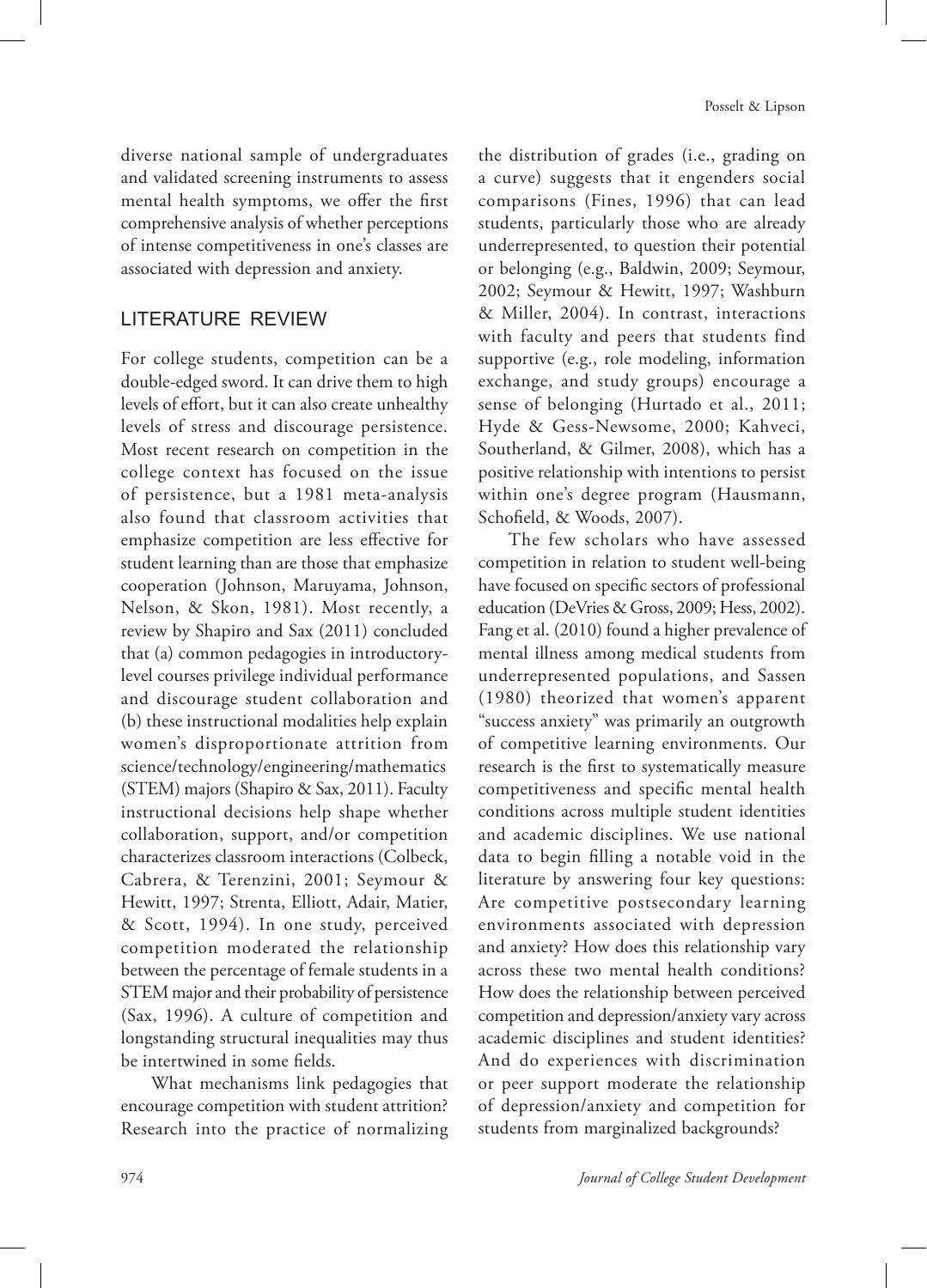diverse national sample of undergraduates and validated screening instruments to assess mental health symptoms, we offer the first comprehensive analysis of whether perceptions of intense competitiveness in one's classes are associated with depression and anxiety.

## LITERATURE REVIEW

For college students, competition can be a double-edged sword. It can drive them to high levels of effort, but it can also create unhealthy levels of stress and discourage persistence. Most recent research on competition in the college context has focused on the issue of persistence, but a 1981 meta-analysis also found that classroom activities that emphasize competition are less effective for student learning than are those that emphasize cooperation (Johnson, Maruyama, Johnson, Nelson, & Skon, 1981). Most recently, a review by Shapiro and Sax (2011) concluded that (a) common pedagogies in introductory-level courses privilege individual performance and discourage student collaboration and (b) these instructional modalities help explain women's disproportionate attrition from science/technology/engineering/mathematics (STEM) majors (Shapiro & Sax, 2011). Faculty instructional decisions help shape whether collaboration, support, and/or competition characterizes classroom interactions (Colbeck, Cabrera, & Terenzini, 2001; Seymour & Hewitt, 1997; Strenta, Elliott, Adair, Matier, & Scott, 1994). In one study, perceived competition moderated the relationship between the percentage of female students in a STEM major and their probability of persistence (Sax, 1996). A culture of competition and longstanding structural inequalities may thus be intertwined in some fields.

What mechanisms link pedagogies that encourage competition with student attrition? Research into the practice of normalizing the distribution of grades (i.e., grading on a curve) suggests that it engenders social comparisons (Fines, 1996) that can lead students, particularly those who are already underrepresented, to question their potential or belonging (e.g., Baldwin, 2009; Seymour, 2002; Seymour & Hewitt, 1997; Washburn & Miller, 2004). In contrast, interactions with faculty and peers that students find supportive (e.g., role modeling, information exchange, and study groups) encourage a sense of belonging (Hurtado et al., 2011; Hyde & Gess-Newsome, 2000; Kahveci, Southerland, & Gilmer, 2008), which has a positive relationship with intentions to persist within one's degree program (Hausmann, Schofield, & Woods, 2007).

The few scholars who have assessed competition in relation to student well-being have focused on specific sectors of professional education (DeVries & Gross, 2009; Hess, 2002). Fang et al. (2010) found a higher prevalence of mental illness among medical students from underrepresented populations, and Sassen (1980) theorized that women's apparent "success anxiety" was primarily an outgrowth of competitive learning environments. Our research is the first to systematically measure competitiveness and specific mental health conditions across multiple student identities and academic disciplines. We use national data to begin filling a notable void in the literature by answering four key questions: Are competitive postsecondary learning environments associated with depression and anxiety? How does this relationship vary across these two mental health conditions? How does the relationship between perceived competition and depression/anxiety vary across academic disciplines and student identities? And do experiences with discrimination or peer support moderate the relationship of depression/anxiety and competition for students from marginalized backgrounds?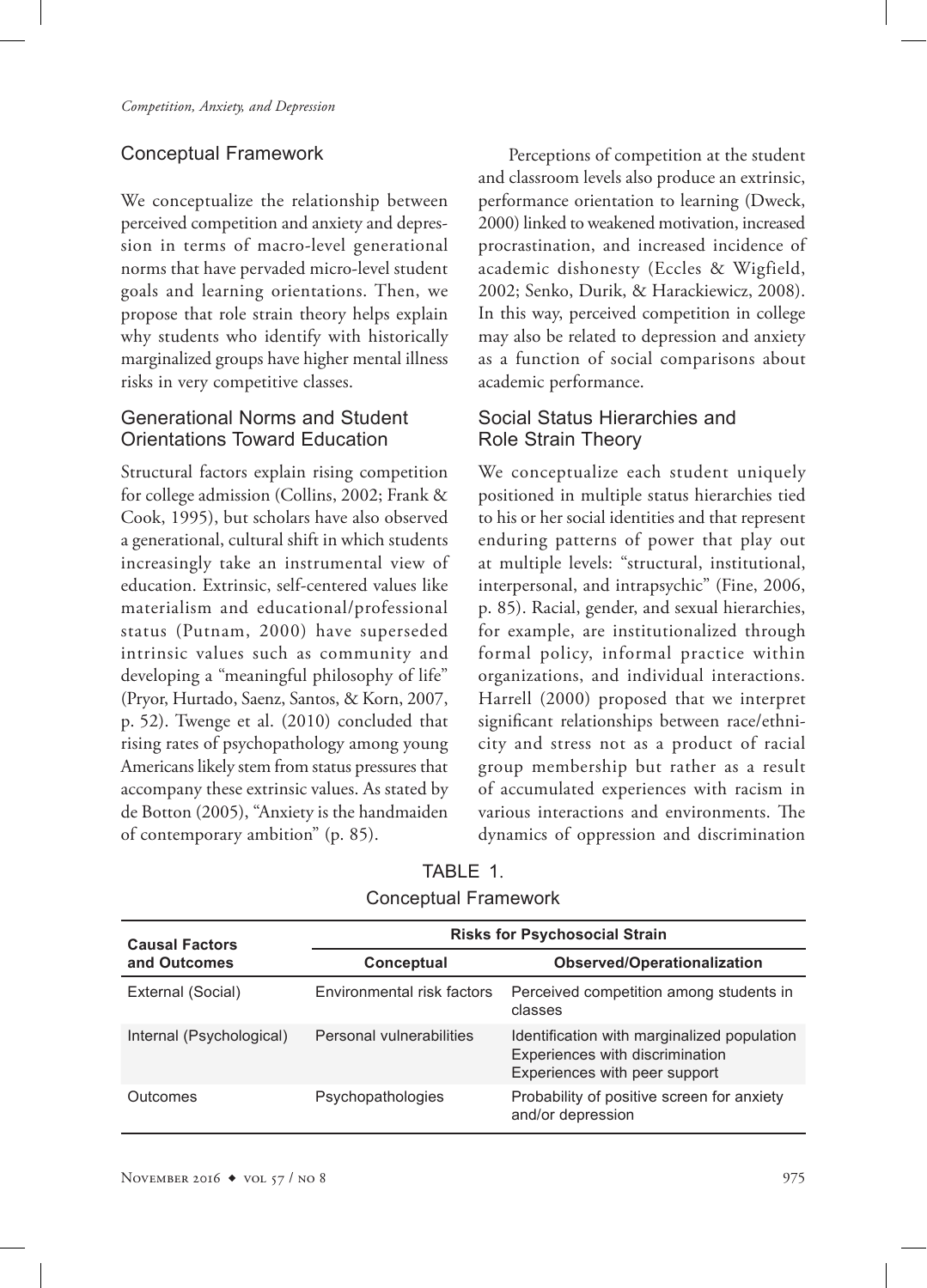## Conceptual Framework

We conceptualize the relationship between perceived competition and anxiety and depression in terms of macro-level generational norms that have pervaded micro-level student goals and learning orientations. Then, we propose that role strain theory helps explain why students who identify with historically marginalized groups have higher mental illness risks in very competitive classes.

### Generational Norms and Student Orientations Toward Education

Structural factors explain rising competition for college admission (Collins, 2002; Frank & Cook, 1995), but scholars have also observed a generational, cultural shift in which students increasingly take an instrumental view of education. Extrinsic, self-centered values like materialism and educational/professional status (Putnam, 2000) have superseded intrinsic values such as community and developing a "meaningful philosophy of life" (Pryor, Hurtado, Saenz, Santos, & Korn, 2007, p. 52). Twenge et al. (2010) concluded that rising rates of psychopathology among young Americans likely stem from status pressures that accompany these extrinsic values. As stated by de Botton (2005), "Anxiety is the handmaiden of contemporary ambition" (p. 85).

Perceptions of competition at the student and classroom levels also produce an extrinsic, performance orientation to learning (Dweck, 2000) linked to weakened motivation, increased procrastination, and increased incidence of academic dishonesty (Eccles & Wigfield, 2002; Senko, Durik, & Harackiewicz, 2008). In this way, perceived competition in college may also be related to depression and anxiety as a function of social comparisons about academic performance.

### Social Status Hierarchies and Role Strain Theory

We conceptualize each student uniquely positioned in multiple status hierarchies tied to his or her social identities and that represent enduring patterns of power that play out at multiple levels: "structural, institutional, interpersonal, and intrapsychic" (Fine, 2006, p. 85). Racial, gender, and sexual hierarchies, for example, are institutionalized through formal policy, informal practice within organizations, and individual interactions. Harrell (2000) proposed that we interpret significant relationships between race/ethnicity and stress not as a product of racial group membership but rather as a result of accumulated experiences with racism in various interactions and environments. The dynamics of oppression and discrimination

TABLE 1.
Conceptual Framework

| Causal Factors and Outcomes | Risks for Psychosocial Strain | |
|---|---|---|
| | Conceptual | Observed/Operationalization |
| External (Social) | Environmental risk factors | Perceived competition among students in classes |
| Internal (Psychological) | Personal vulnerabilities | Identification with marginalized population<br>Experiences with discrimination<br>Experiences with peer support |
| Outcomes | Psychopathologies | Probability of positive screen for anxiety and/or depression |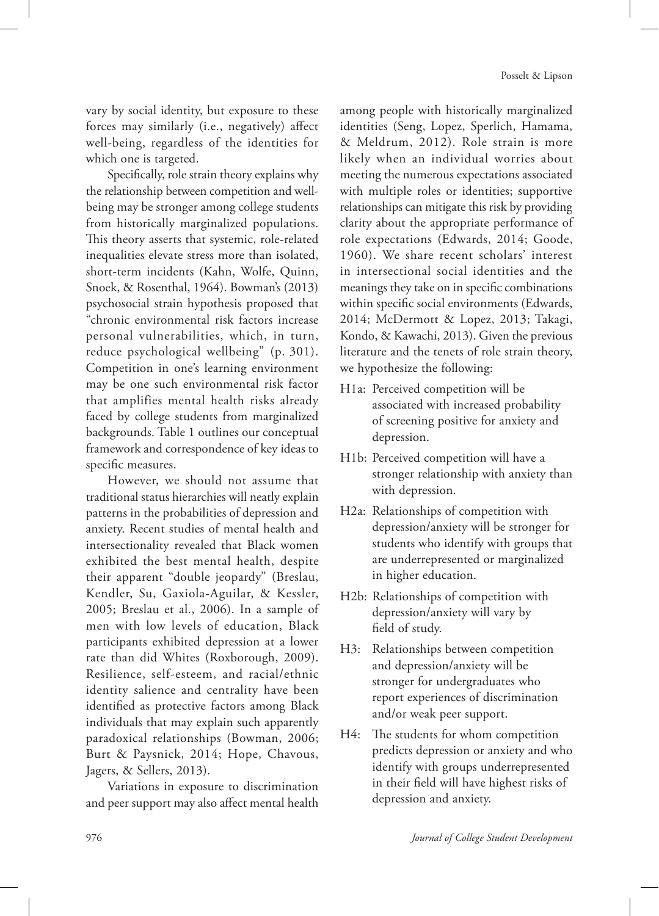vary by social identity, but exposure to these forces may similarly (i.e., negatively) affect well-being, regardless of the identities for which one is targeted.

Specifically, role strain theory explains why the relationship between competition and well-being may be stronger among college students from historically marginalized populations. This theory asserts that systemic, role-related inequalities elevate stress more than isolated, short-term incidents (Kahn, Wolfe, Quinn, Snoek, & Rosenthal, 1964). Bowman's (2013) psychosocial strain hypothesis proposed that "chronic environmental risk factors increase personal vulnerabilities, which, in turn, reduce psychological wellbeing" (p. 301). Competition in one's learning environment may be one such environmental risk factor that amplifies mental health risks already faced by college students from marginalized backgrounds. Table 1 outlines our conceptual framework and correspondence of key ideas to specific measures.

However, we should not assume that traditional status hierarchies will neatly explain patterns in the probabilities of depression and anxiety. Recent studies of mental health and intersectionality revealed that Black women exhibited the best mental health, despite their apparent "double jeopardy" (Breslau, Kendler, Su, Gaxiola-Aguilar, & Kessler, 2005; Breslau et al., 2006). In a sample of men with low levels of education, Black participants exhibited depression at a lower rate than did Whites (Roxborough, 2009). Resilience, self-esteem, and racial/ethnic identity salience and centrality have been identified as protective factors among Black individuals that may explain such apparently paradoxical relationships (Bowman, 2006; Burt & Paysnick, 2014; Hope, Chavous, Jagers, & Sellers, 2013).

Variations in exposure to discrimination and peer support may also affect mental health among people with historically marginalized identities (Seng, Lopez, Sperlich, Hamama, & Meldrum, 2012). Role strain is more likely when an individual worries about meeting the numerous expectations associated with multiple roles or identities; supportive relationships can mitigate this risk by providing clarity about the appropriate performance of role expectations (Edwards, 2014; Goode, 1960). We share recent scholars' interest in intersectional social identities and the meanings they take on in specific combinations within specific social environments (Edwards, 2014; McDermott & Lopez, 2013; Takagi, Kondo, & Kawachi, 2013). Given the previous literature and the tenets of role strain theory, we hypothesize the following:

- H1a: Perceived competition will be associated with increased probability of screening positive for anxiety and depression.
- H1b: Perceived competition will have a stronger relationship with anxiety than with depression.
- H2a: Relationships of competition with depression/anxiety will be stronger for students who identify with groups that are underrepresented or marginalized in higher education.
- H2b: Relationships of competition with depression/anxiety will vary by field of study.
- H3: Relationships between competition and depression/anxiety will be stronger for undergraduates who report experiences of discrimination and/or weak peer support.
- H4: The students for whom competition predicts depression or anxiety and who identify with groups underrepresented in their field will have highest risks of depression and anxiety.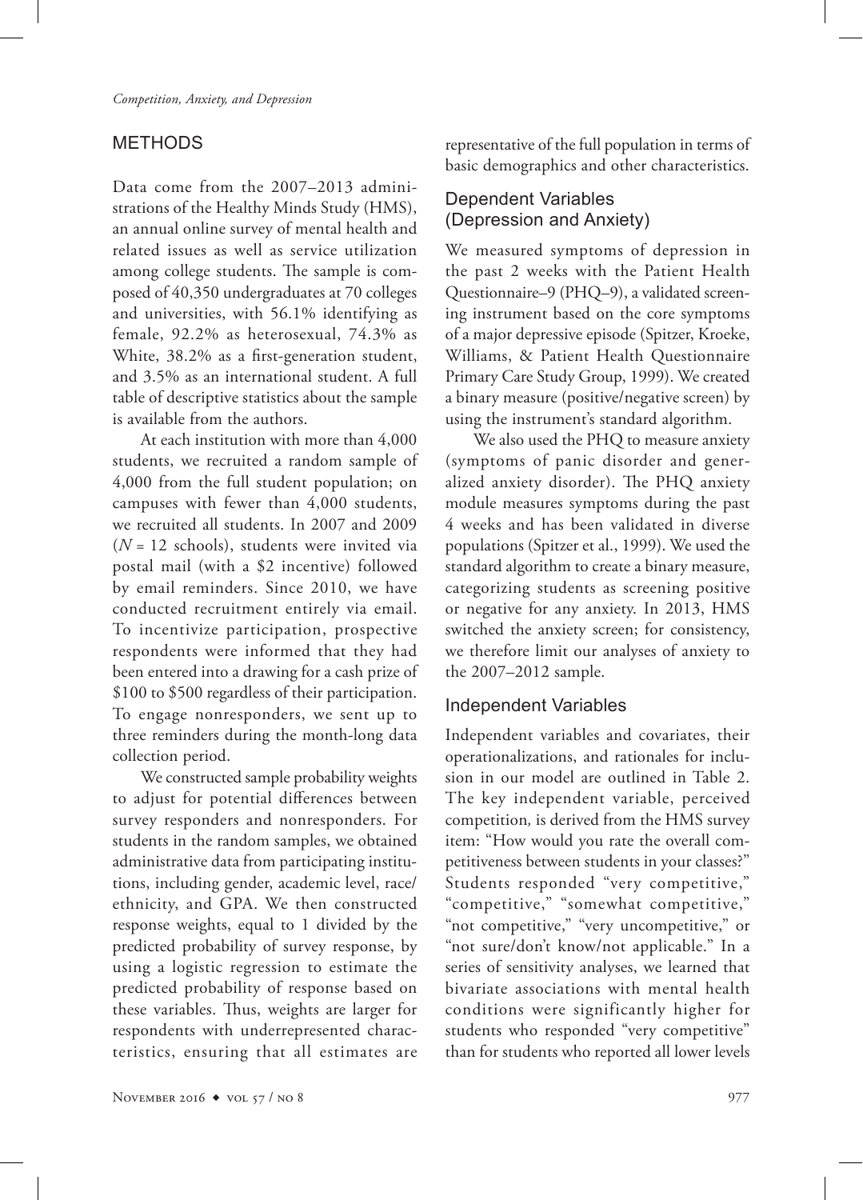## METHODS

Data come from the 2007–2013 administrations of the Healthy Minds Study (HMS), an annual online survey of mental health and related issues as well as service utilization among college students. The sample is composed of 40,350 undergraduates at 70 colleges and universities, with 56.1% identifying as female, 92.2% as heterosexual, 74.3% as White, 38.2% as a first-generation student, and 3.5% as an international student. A full table of descriptive statistics about the sample is available from the authors.

At each institution with more than 4,000 students, we recruited a random sample of 4,000 from the full student population; on campuses with fewer than 4,000 students, we recruited all students. In 2007 and 2009 ($N$ = 12 schools), students were invited via postal mail (with a $2 incentive) followed by email reminders. Since 2010, we have conducted recruitment entirely via email. To incentivize participation, prospective respondents were informed that they had been entered into a drawing for a cash prize of $100 to $500 regardless of their participation. To engage nonresponders, we sent up to three reminders during the month-long data collection period.

We constructed sample probability weights to adjust for potential differences between survey responders and nonresponders. For students in the random samples, we obtained administrative data from participating institutions, including gender, academic level, race/ethnicity, and GPA. We then constructed response weights, equal to 1 divided by the predicted probability of survey response, by using a logistic regression to estimate the predicted probability of response based on these variables. Thus, weights are larger for respondents with underrepresented characteristics, ensuring that all estimates are representative of the full population in terms of basic demographics and other characteristics.

### Dependent Variables (Depression and Anxiety)

We measured symptoms of depression in the past 2 weeks with the Patient Health Questionnaire–9 (PHQ–9), a validated screening instrument based on the core symptoms of a major depressive episode (Spitzer, Kroeke, Williams, & Patient Health Questionnaire Primary Care Study Group, 1999). We created a binary measure (positive/negative screen) by using the instrument's standard algorithm.

We also used the PHQ to measure anxiety (symptoms of panic disorder and generalized anxiety disorder). The PHQ anxiety module measures symptoms during the past 4 weeks and has been validated in diverse populations (Spitzer et al., 1999). We used the standard algorithm to create a binary measure, categorizing students as screening positive or negative for any anxiety. In 2013, HMS switched the anxiety screen; for consistency, we therefore limit our analyses of anxiety to the 2007–2012 sample.

### Independent Variables

Independent variables and covariates, their operationalizations, and rationales for inclusion in our model are outlined in Table 2. The key independent variable, perceived competition*,* is derived from the HMS survey item: "How would you rate the overall competitiveness between students in your classes?" Students responded "very competitive," "competitive," "somewhat competitive," "not competitive," "very uncompetitive," or "not sure/don't know/not applicable." In a series of sensitivity analyses, we learned that bivariate associations with mental health conditions were significantly higher for students who responded "very competitive" than for students who reported all lower levels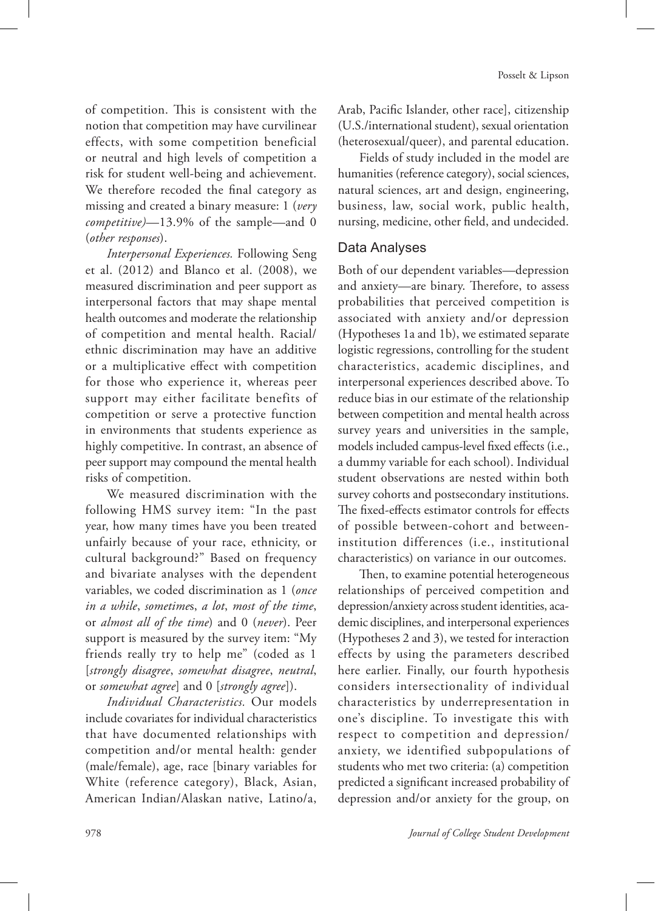of competition. This is consistent with the notion that competition may have curvilinear effects, with some competition beneficial or neutral and high levels of competition a risk for student well-being and achievement. We therefore recoded the final category as missing and created a binary measure: 1 (*very competitive)*—13.9% of the sample—and 0 (*other responses*).

*Interpersonal Experiences.* Following Seng et al. (2012) and Blanco et al. (2008), we measured discrimination and peer support as interpersonal factors that may shape mental health outcomes and moderate the relationship of competition and mental health. Racial/ethnic discrimination may have an additive or a multiplicative effect with competition for those who experience it, whereas peer support may either facilitate benefits of competition or serve a protective function in environments that students experience as highly competitive. In contrast, an absence of peer support may compound the mental health risks of competition.

We measured discrimination with the following HMS survey item: "In the past year, how many times have you been treated unfairly because of your race, ethnicity, or cultural background?" Based on frequency and bivariate analyses with the dependent variables, we coded discrimination as 1 (*once in a while*, *sometime*s, *a lot*, *most of the time*, or *almost all of the time*) and 0 (*never*). Peer support is measured by the survey item: "My friends really try to help me" (coded as 1 [*strongly disagree*, *somewhat disagree*, *neutral*, or *somewhat agree*] and 0 [*strongly agree*]).

*Individual Characteristics.* Our models include covariates for individual characteristics that have documented relationships with competition and/or mental health: gender (male/female), age, race [binary variables for White (reference category), Black, Asian, American Indian/Alaskan native, Latino/a, Arab, Pacific Islander, other race], citizenship (U.S./international student), sexual orientation (heterosexual/queer), and parental education.

Fields of study included in the model are humanities (reference category), social sciences, natural sciences, art and design, engineering, business, law, social work, public health, nursing, medicine, other field, and undecided.

## Data Analyses

Both of our dependent variables—depression and anxiety—are binary. Therefore, to assess probabilities that perceived competition is associated with anxiety and/or depression (Hypotheses 1a and 1b), we estimated separate logistic regressions, controlling for the student characteristics, academic disciplines, and interpersonal experiences described above. To reduce bias in our estimate of the relationship between competition and mental health across survey years and universities in the sample, models included campus-level fixed effects (i.e., a dummy variable for each school). Individual student observations are nested within both survey cohorts and postsecondary institutions. The fixed-effects estimator controls for effects of possible between-cohort and between-institution differences (i.e., institutional characteristics) on variance in our outcomes.

Then, to examine potential heterogeneous relationships of perceived competition and depression/anxiety across student identities, academic disciplines, and interpersonal experiences (Hypotheses 2 and 3), we tested for interaction effects by using the parameters described here earlier. Finally, our fourth hypothesis considers intersectionality of individual characteristics by underrepresentation in one's discipline. To investigate this with respect to competition and depression/anxiety, we identified subpopulations of students who met two criteria: (a) competition predicted a significant increased probability of depression and/or anxiety for the group, on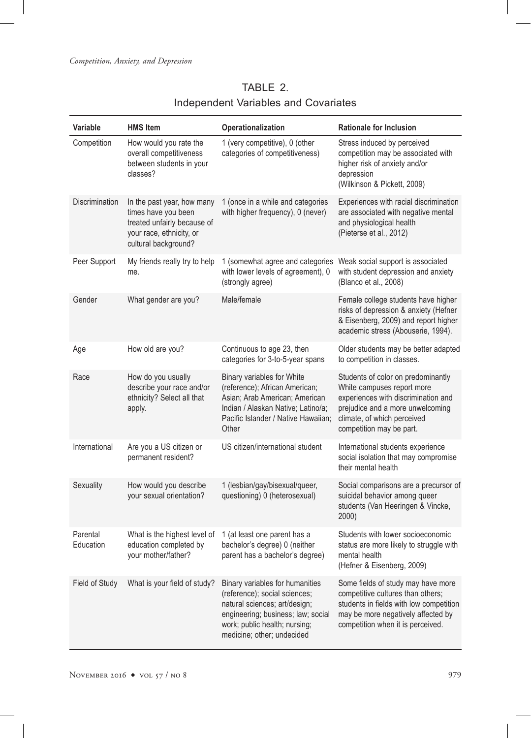TABLE 2.
Independent Variables and Covariates

| Variable | HMS Item | Operationalization | Rationale for Inclusion |
| --- | --- | --- | --- |
| Competition | How would you rate the overall competitiveness between students in your classes? | 1 (very competitive), 0 (other categories of competitiveness) | Stress induced by perceived competition may be associated with higher risk of anxiety and/or depression (Wilkinson & Pickett, 2009) |
| Discrimination | In the past year, how many times have you been treated unfairly because of your race, ethnicity, or cultural background? | 1 (once in a while and categories with higher frequency), 0 (never) | Experiences with racial discrimination are associated with negative mental and physiological health (Pieterse et al., 2012) |
| Peer Support | My friends really try to help me. | 1 (somewhat agree and categories with lower levels of agreement), 0 (strongly agree) | Weak social support is associated with student depression and anxiety (Blanco et al., 2008) |
| Gender | What gender are you? | Male/female | Female college students have higher risks of depression & anxiety (Hefner & Eisenberg, 2009) and report higher academic stress (Abouserie, 1994). |
| Age | How old are you? | Continuous to age 23, then categories for 3-to-5-year spans | Older students may be better adapted to competition in classes. |
| Race | How do you usually describe your race and/or ethnicity? Select all that apply. | Binary variables for White (reference); African American; Asian; Arab American; American Indian / Alaskan Native; Latino/a; Pacific Islander / Native Hawaiian; Other | Students of color on predominantly White campuses report more experiences with discrimination and prejudice and a more unwelcoming climate, of which perceived competition may be part. |
| International | Are you a US citizen or permanent resident? | US citizen/international student | International students experience social isolation that may compromise their mental health |
| Sexuality | How would you describe your sexual orientation? | 1 (lesbian/gay/bisexual/queer, questioning) 0 (heterosexual) | Social comparisons are a precursor of suicidal behavior among queer students (Van Heeringen & Vincke, 2000) |
| Parental Education | What is the highest level of education completed by your mother/father? | 1 (at least one parent has a bachelor's degree) 0 (neither parent has a bachelor's degree) | Students with lower socioeconomic status are more likely to struggle with mental health (Hefner & Eisenberg, 2009) |
| Field of Study | What is your field of study? | Binary variables for humanities (reference); social sciences; natural sciences; art/design; engineering; business; law; social work; public health; nursing; medicine; other; undecided | Some fields of study may have more competitive cultures than others; students in fields with low competition may be more negatively affected by competition when it is perceived. |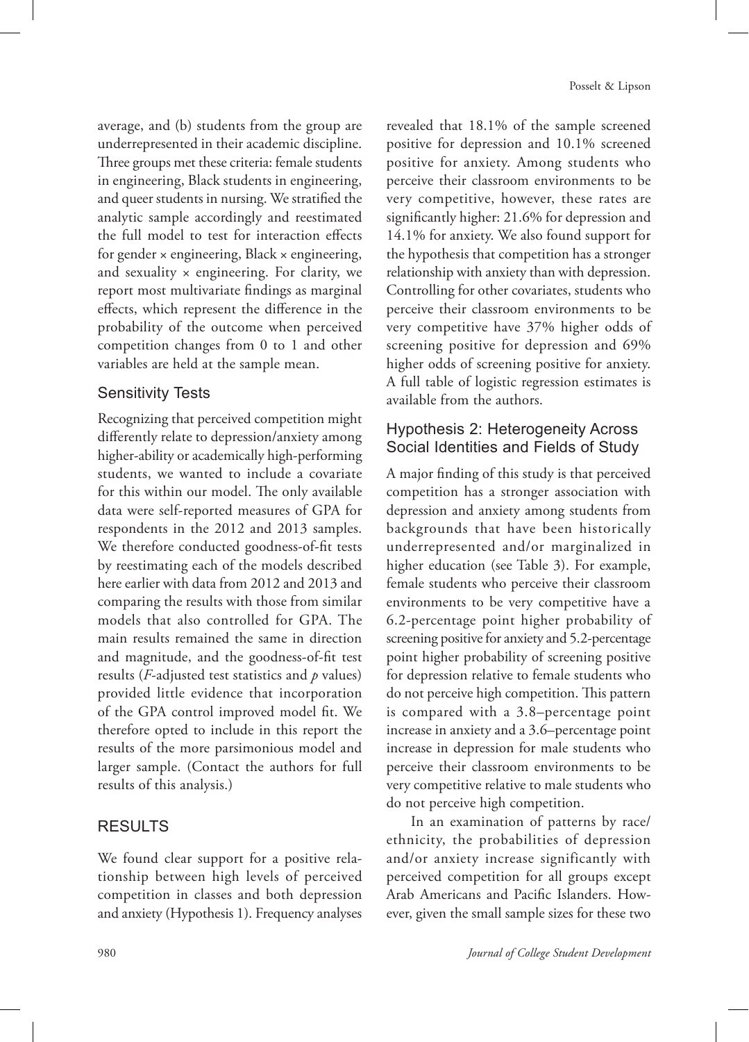average, and (b) students from the group are underrepresented in their academic discipline. Three groups met these criteria: female students in engineering, Black students in engineering, and queer students in nursing. We stratified the analytic sample accordingly and reestimated the full model to test for interaction effects for gender × engineering, Black × engineering, and sexuality × engineering. For clarity, we report most multivariate findings as marginal effects, which represent the difference in the probability of the outcome when perceived competition changes from 0 to 1 and other variables are held at the sample mean.

### Sensitivity Tests

Recognizing that perceived competition might differently relate to depression/anxiety among higher-ability or academically high-performing students, we wanted to include a covariate for this within our model. The only available data were self-reported measures of GPA for respondents in the 2012 and 2013 samples. We therefore conducted goodness-of-fit tests by reestimating each of the models described here earlier with data from 2012 and 2013 and comparing the results with those from similar models that also controlled for GPA. The main results remained the same in direction and magnitude, and the goodness-of-fit test results (*F*-adjusted test statistics and *p* values) provided little evidence that incorporation of the GPA control improved model fit. We therefore opted to include in this report the results of the more parsimonious model and larger sample. (Contact the authors for full results of this analysis.)

## RESULTS

We found clear support for a positive relationship between high levels of perceived competition in classes and both depression and anxiety (Hypothesis 1). Frequency analyses revealed that 18.1% of the sample screened positive for depression and 10.1% screened positive for anxiety. Among students who perceive their classroom environments to be very competitive, however, these rates are significantly higher: 21.6% for depression and 14.1% for anxiety. We also found support for the hypothesis that competition has a stronger relationship with anxiety than with depression. Controlling for other covariates, students who perceive their classroom environments to be very competitive have 37% higher odds of screening positive for depression and 69% higher odds of screening positive for anxiety. A full table of logistic regression estimates is available from the authors.

### Hypothesis 2: Heterogeneity Across Social Identities and Fields of Study

A major finding of this study is that perceived competition has a stronger association with depression and anxiety among students from backgrounds that have been historically underrepresented and/or marginalized in higher education (see Table 3). For example, female students who perceive their classroom environments to be very competitive have a 6.2-percentage point higher probability of screening positive for anxiety and 5.2-percentage point higher probability of screening positive for depression relative to female students who do not perceive high competition. This pattern is compared with a 3.8–percentage point increase in anxiety and a 3.6–percentage point increase in depression for male students who perceive their classroom environments to be very competitive relative to male students who do not perceive high competition.

In an examination of patterns by race/ethnicity, the probabilities of depression and/or anxiety increase significantly with perceived competition for all groups except Arab Americans and Pacific Islanders. However, given the small sample sizes for these two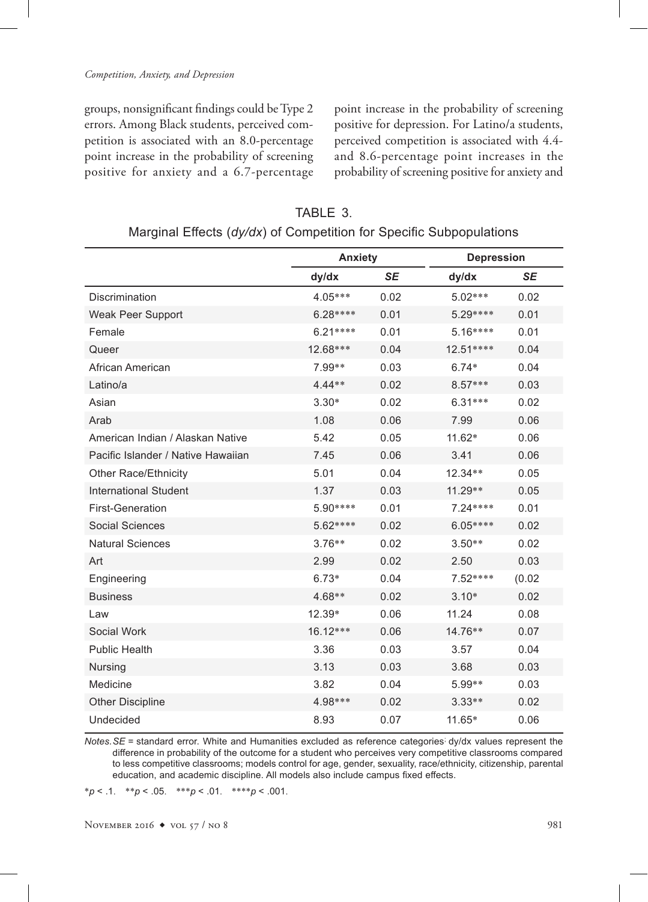groups, nonsignificant findings could be Type 2 errors. Among Black students, perceived competition is associated with an 8.0-percentage point increase in the probability of screening positive for anxiety and a 6.7-percentage point increase in the probability of screening positive for depression. For Latino/a students, perceived competition is associated with 4.4- and 8.6-percentage point increases in the probability of screening positive for anxiety and

TABLE 3.
Marginal Effects (*dy/dx*) of Competition for Specific Subpopulations

| | Anxiety | | Depression | |
|---|---|---|---|---|
| | dy/dx | *SE* | dy/dx | *SE* |
| Discrimination | 4.05*** | 0.02 | 5.02*** | 0.02 |
| Weak Peer Support | 6.28**** | 0.01 | 5.29**** | 0.01 |
| Female | 6.21**** | 0.01 | 5.16**** | 0.01 |
| Queer | 12.68*** | 0.04 | 12.51**** | 0.04 |
| African American | 7.99** | 0.03 | 6.74* | 0.04 |
| Latino/a | 4.44** | 0.02 | 8.57*** | 0.03 |
| Asian | 3.30* | 0.02 | 6.31*** | 0.02 |
| Arab | 1.08 | 0.06 | 7.99 | 0.06 |
| American Indian / Alaskan Native | 5.42 | 0.05 | 11.62* | 0.06 |
| Pacific Islander / Native Hawaiian | 7.45 | 0.06 | 3.41 | 0.06 |
| Other Race/Ethnicity | 5.01 | 0.04 | 12.34** | 0.05 |
| International Student | 1.37 | 0.03 | 11.29** | 0.05 |
| First-Generation | 5.90**** | 0.01 | 7.24**** | 0.01 |
| Social Sciences | 5.62**** | 0.02 | 6.05**** | 0.02 |
| Natural Sciences | 3.76** | 0.02 | 3.50** | 0.02 |
| Art | 2.99 | 0.02 | 2.50 | 0.03 |
| Engineering | 6.73* | 0.04 | 7.52**** | (0.02 |
| Business | 4.68** | 0.02 | 3.10* | 0.02 |
| Law | 12.39* | 0.06 | 11.24 | 0.08 |
| Social Work | 16.12*** | 0.06 | 14.76** | 0.07 |
| Public Health | 3.36 | 0.03 | 3.57 | 0.04 |
| Nursing | 3.13 | 0.03 | 3.68 | 0.03 |
| Medicine | 3.82 | 0.04 | 5.99** | 0.03 |
| Other Discipline | 4.98*** | 0.02 | 3.33** | 0.02 |
| Undecided | 8.93 | 0.07 | 11.65* | 0.06 |

*Notes. SE* = standard error. White and Humanities excluded as reference categories; dy/dx values represent the difference in probability of the outcome for a student who perceives very competitive classrooms compared to less competitive classrooms; models control for age, gender, sexuality, race/ethnicity, citizenship, parental education, and academic discipline. All models also include campus fixed effects.

*$p < .1$. **$p < .05$. ***$p < .01$. ****$p < .001$.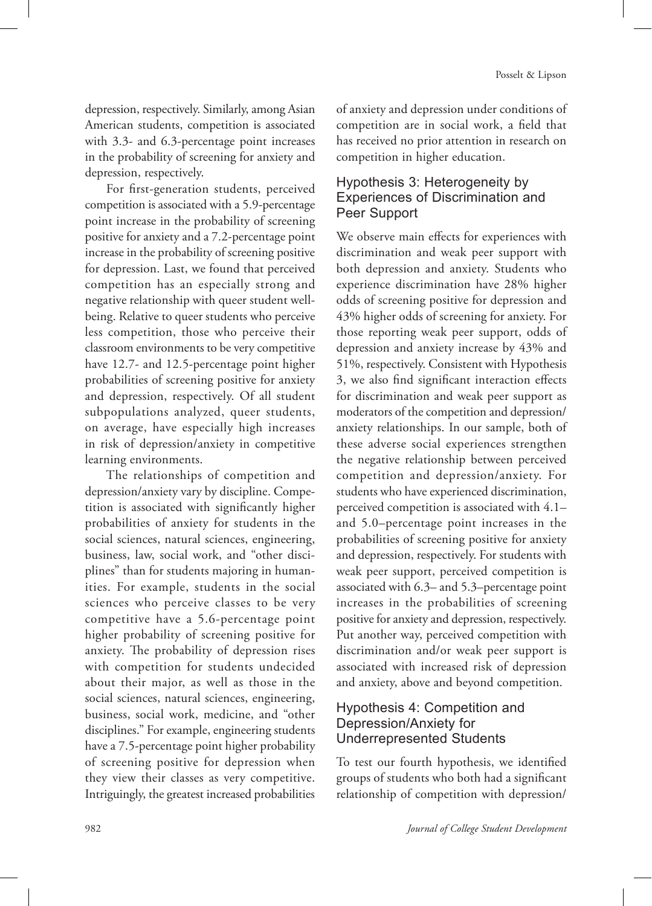depression, respectively. Similarly, among Asian American students, competition is associated with 3.3- and 6.3-percentage point increases in the probability of screening for anxiety and depression, respectively.

For first-generation students, perceived competition is associated with a 5.9-percentage point increase in the probability of screening positive for anxiety and a 7.2-percentage point increase in the probability of screening positive for depression. Last, we found that perceived competition has an especially strong and negative relationship with queer student well-being. Relative to queer students who perceive less competition, those who perceive their classroom environments to be very competitive have 12.7- and 12.5-percentage point higher probabilities of screening positive for anxiety and depression, respectively. Of all student subpopulations analyzed, queer students, on average, have especially high increases in risk of depression/anxiety in competitive learning environments.

The relationships of competition and depression/anxiety vary by discipline. Competition is associated with significantly higher probabilities of anxiety for students in the social sciences, natural sciences, engineering, business, law, social work, and "other disciplines" than for students majoring in humanities. For example, students in the social sciences who perceive classes to be very competitive have a 5.6-percentage point higher probability of screening positive for anxiety. The probability of depression rises with competition for students undecided about their major, as well as those in the social sciences, natural sciences, engineering, business, social work, medicine, and "other disciplines." For example, engineering students have a 7.5-percentage point higher probability of screening positive for depression when they view their classes as very competitive. Intriguingly, the greatest increased probabilities of anxiety and depression under conditions of competition are in social work, a field that has received no prior attention in research on competition in higher education.

### Hypothesis 3: Heterogeneity by Experiences of Discrimination and Peer Support

We observe main effects for experiences with discrimination and weak peer support with both depression and anxiety. Students who experience discrimination have 28% higher odds of screening positive for depression and 43% higher odds of screening for anxiety. For those reporting weak peer support, odds of depression and anxiety increase by 43% and 51%, respectively. Consistent with Hypothesis 3, we also find significant interaction effects for discrimination and weak peer support as moderators of the competition and depression/anxiety relationships. In our sample, both of these adverse social experiences strengthen the negative relationship between perceived competition and depression/anxiety. For students who have experienced discrimination, perceived competition is associated with 4.1– and 5.0–percentage point increases in the probabilities of screening positive for anxiety and depression, respectively. For students with weak peer support, perceived competition is associated with 6.3– and 5.3–percentage point increases in the probabilities of screening positive for anxiety and depression, respectively. Put another way, perceived competition with discrimination and/or weak peer support is associated with increased risk of depression and anxiety, above and beyond competition.

### Hypothesis 4: Competition and Depression/Anxiety for Underrepresented Students

To test our fourth hypothesis, we identified groups of students who both had a significant relationship of competition with depression/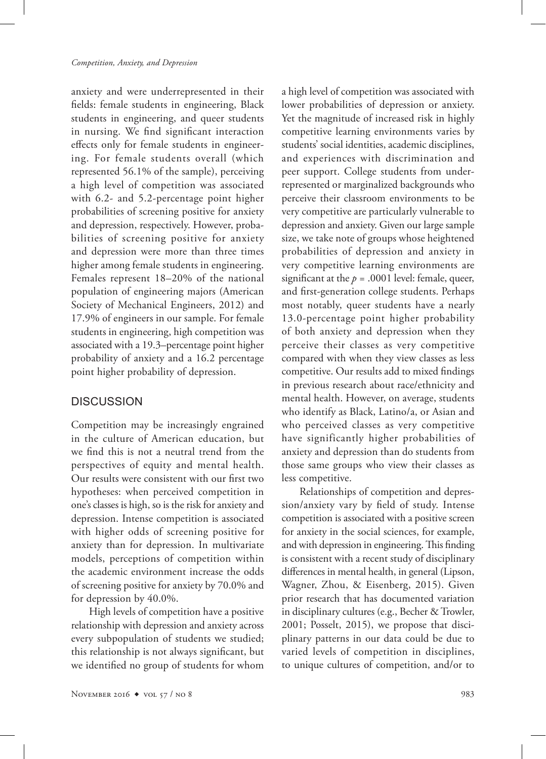anxiety and were underrepresented in their fields: female students in engineering, Black students in engineering, and queer students in nursing. We find significant interaction effects only for female students in engineering. For female students overall (which represented 56.1% of the sample), perceiving a high level of competition was associated with 6.2- and 5.2-percentage point higher probabilities of screening positive for anxiety and depression, respectively. However, probabilities of screening positive for anxiety and depression were more than three times higher among female students in engineering. Females represent 18–20% of the national population of engineering majors (American Society of Mechanical Engineers, 2012) and 17.9% of engineers in our sample. For female students in engineering, high competition was associated with a 19.3–percentage point higher probability of anxiety and a 16.2 percentage point higher probability of depression.

## DISCUSSION

Competition may be increasingly engrained in the culture of American education, but we find this is not a neutral trend from the perspectives of equity and mental health. Our results were consistent with our first two hypotheses: when perceived competition in one's classes is high, so is the risk for anxiety and depression. Intense competition is associated with higher odds of screening positive for anxiety than for depression. In multivariate models, perceptions of competition within the academic environment increase the odds of screening positive for anxiety by 70.0% and for depression by 40.0%.

High levels of competition have a positive relationship with depression and anxiety across every subpopulation of students we studied; this relationship is not always significant, but we identified no group of students for whom a high level of competition was associated with lower probabilities of depression or anxiety. Yet the magnitude of increased risk in highly competitive learning environments varies by students' social identities, academic disciplines, and experiences with discrimination and peer support. College students from underrepresented or marginalized backgrounds who perceive their classroom environments to be very competitive are particularly vulnerable to depression and anxiety. Given our large sample size, we take note of groups whose heightened probabilities of depression and anxiety in very competitive learning environments are significant at the $p = .0001$ level: female, queer, and first-generation college students. Perhaps most notably, queer students have a nearly 13.0-percentage point higher probability of both anxiety and depression when they perceive their classes as very competitive compared with when they view classes as less competitive. Our results add to mixed findings in previous research about race/ethnicity and mental health. However, on average, students who identify as Black, Latino/a, or Asian and who perceived classes as very competitive have significantly higher probabilities of anxiety and depression than do students from those same groups who view their classes as less competitive.

Relationships of competition and depression/anxiety vary by field of study. Intense competition is associated with a positive screen for anxiety in the social sciences, for example, and with depression in engineering. This finding is consistent with a recent study of disciplinary differences in mental health, in general (Lipson, Wagner, Zhou, & Eisenberg, 2015). Given prior research that has documented variation in disciplinary cultures (e.g., Becher & Trowler, 2001; Posselt, 2015), we propose that disciplinary patterns in our data could be due to varied levels of competition in disciplines, to unique cultures of competition, and/or to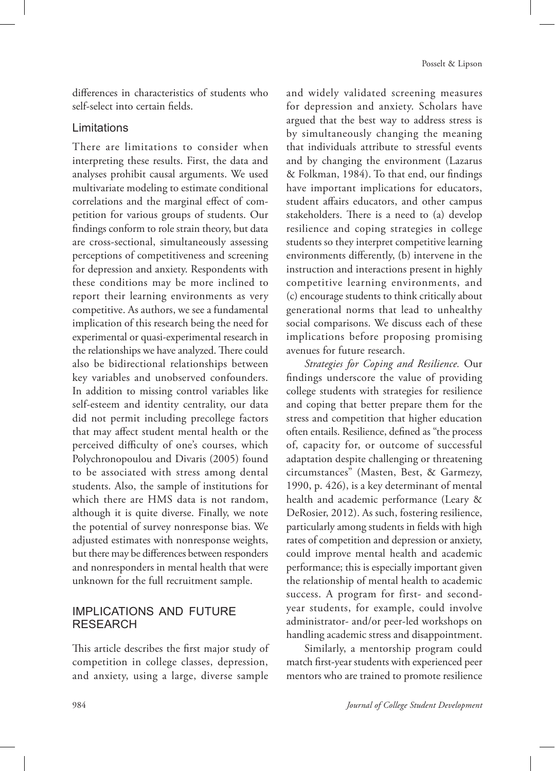differences in characteristics of students who self-select into certain fields.

### Limitations

There are limitations to consider when interpreting these results. First, the data and analyses prohibit causal arguments. We used multivariate modeling to estimate conditional correlations and the marginal effect of competition for various groups of students. Our findings conform to role strain theory, but data are cross-sectional, simultaneously assessing perceptions of competitiveness and screening for depression and anxiety. Respondents with these conditions may be more inclined to report their learning environments as very competitive. As authors, we see a fundamental implication of this research being the need for experimental or quasi-experimental research in the relationships we have analyzed. There could also be bidirectional relationships between key variables and unobserved confounders. In addition to missing control variables like self-esteem and identity centrality, our data did not permit including precollege factors that may affect student mental health or the perceived difficulty of one's courses, which Polychronopoulou and Divaris (2005) found to be associated with stress among dental students. Also, the sample of institutions for which there are HMS data is not random, although it is quite diverse. Finally, we note the potential of survey nonresponse bias. We adjusted estimates with nonresponse weights, but there may be differences between responders and nonresponders in mental health that were unknown for the full recruitment sample.

## IMPLICATIONS AND FUTURE RESEARCH

This article describes the first major study of competition in college classes, depression, and anxiety, using a large, diverse sample and widely validated screening measures for depression and anxiety. Scholars have argued that the best way to address stress is by simultaneously changing the meaning that individuals attribute to stressful events and by changing the environment (Lazarus & Folkman, 1984). To that end, our findings have important implications for educators, student affairs educators, and other campus stakeholders. There is a need to (a) develop resilience and coping strategies in college students so they interpret competitive learning environments differently, (b) intervene in the instruction and interactions present in highly competitive learning environments, and (c) encourage students to think critically about generational norms that lead to unhealthy social comparisons. We discuss each of these implications before proposing promising avenues for future research.

*Strategies for Coping and Resilience.* Our findings underscore the value of providing college students with strategies for resilience and coping that better prepare them for the stress and competition that higher education often entails. Resilience, defined as "the process of, capacity for, or outcome of successful adaptation despite challenging or threatening circumstances" (Masten, Best, & Garmezy, 1990, p. 426), is a key determinant of mental health and academic performance (Leary & DeRosier, 2012). As such, fostering resilience, particularly among students in fields with high rates of competition and depression or anxiety, could improve mental health and academic performance; this is especially important given the relationship of mental health to academic success. A program for first- and second-year students, for example, could involve administrator- and/or peer-led workshops on handling academic stress and disappointment.

Similarly, a mentorship program could match first-year students with experienced peer mentors who are trained to promote resilience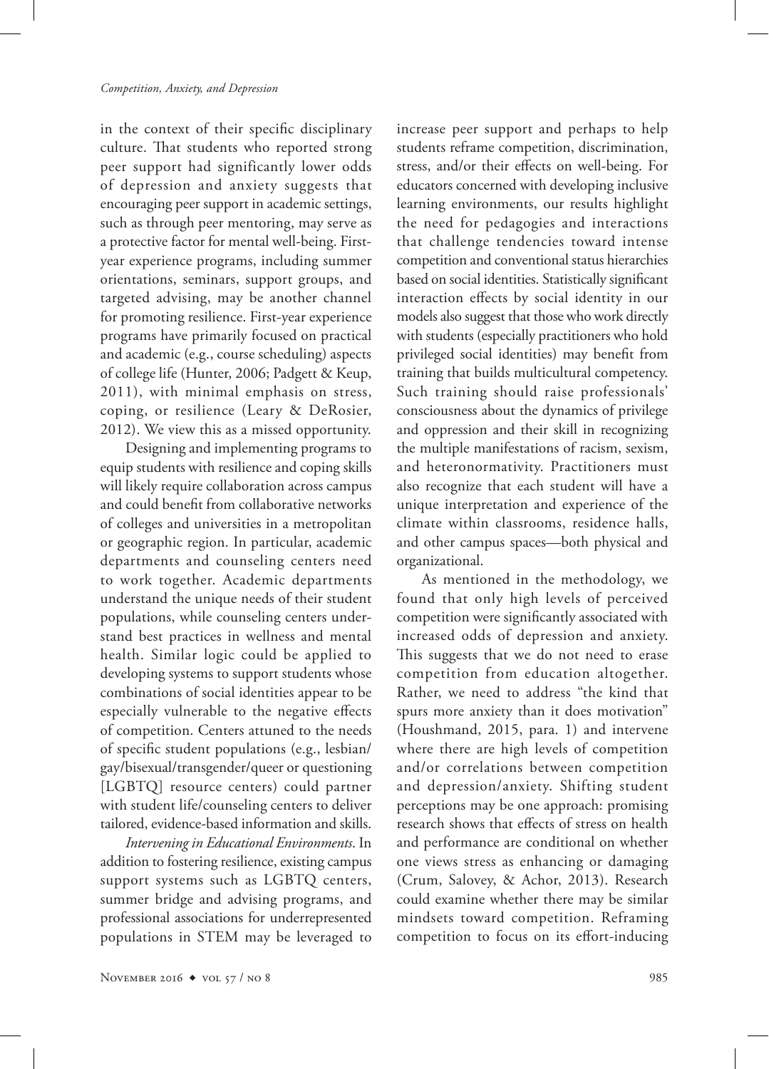in the context of their specific disciplinary culture. That students who reported strong peer support had significantly lower odds of depression and anxiety suggests that encouraging peer support in academic settings, such as through peer mentoring, may serve as a protective factor for mental well-being. First-year experience programs, including summer orientations, seminars, support groups, and targeted advising, may be another channel for promoting resilience. First-year experience programs have primarily focused on practical and academic (e.g., course scheduling) aspects of college life (Hunter, 2006; Padgett & Keup, 2011), with minimal emphasis on stress, coping, or resilience (Leary & DeRosier, 2012). We view this as a missed opportunity.

Designing and implementing programs to equip students with resilience and coping skills will likely require collaboration across campus and could benefit from collaborative networks of colleges and universities in a metropolitan or geographic region. In particular, academic departments and counseling centers need to work together. Academic departments understand the unique needs of their student populations, while counseling centers understand best practices in wellness and mental health. Similar logic could be applied to developing systems to support students whose combinations of social identities appear to be especially vulnerable to the negative effects of competition. Centers attuned to the needs of specific student populations (e.g., lesbian/gay/bisexual/transgender/queer or questioning [LGBTQ] resource centers) could partner with student life/counseling centers to deliver tailored, evidence-based information and skills.

*Intervening in Educational Environments*. In addition to fostering resilience, existing campus support systems such as LGBTQ centers, summer bridge and advising programs, and professional associations for underrepresented populations in STEM may be leveraged to increase peer support and perhaps to help students reframe competition, discrimination, stress, and/or their effects on well-being. For educators concerned with developing inclusive learning environments, our results highlight the need for pedagogies and interactions that challenge tendencies toward intense competition and conventional status hierarchies based on social identities. Statistically significant interaction effects by social identity in our models also suggest that those who work directly with students (especially practitioners who hold privileged social identities) may benefit from training that builds multicultural competency. Such training should raise professionals' consciousness about the dynamics of privilege and oppression and their skill in recognizing the multiple manifestations of racism, sexism, and heteronormativity. Practitioners must also recognize that each student will have a unique interpretation and experience of the climate within classrooms, residence halls, and other campus spaces—both physical and organizational.

As mentioned in the methodology, we found that only high levels of perceived competition were significantly associated with increased odds of depression and anxiety. This suggests that we do not need to erase competition from education altogether. Rather, we need to address "the kind that spurs more anxiety than it does motivation" (Houshmand, 2015, para. 1) and intervene where there are high levels of competition and/or correlations between competition and depression/anxiety. Shifting student perceptions may be one approach: promising research shows that effects of stress on health and performance are conditional on whether one views stress as enhancing or damaging (Crum, Salovey, & Achor, 2013). Research could examine whether there may be similar mindsets toward competition. Reframing competition to focus on its effort-inducing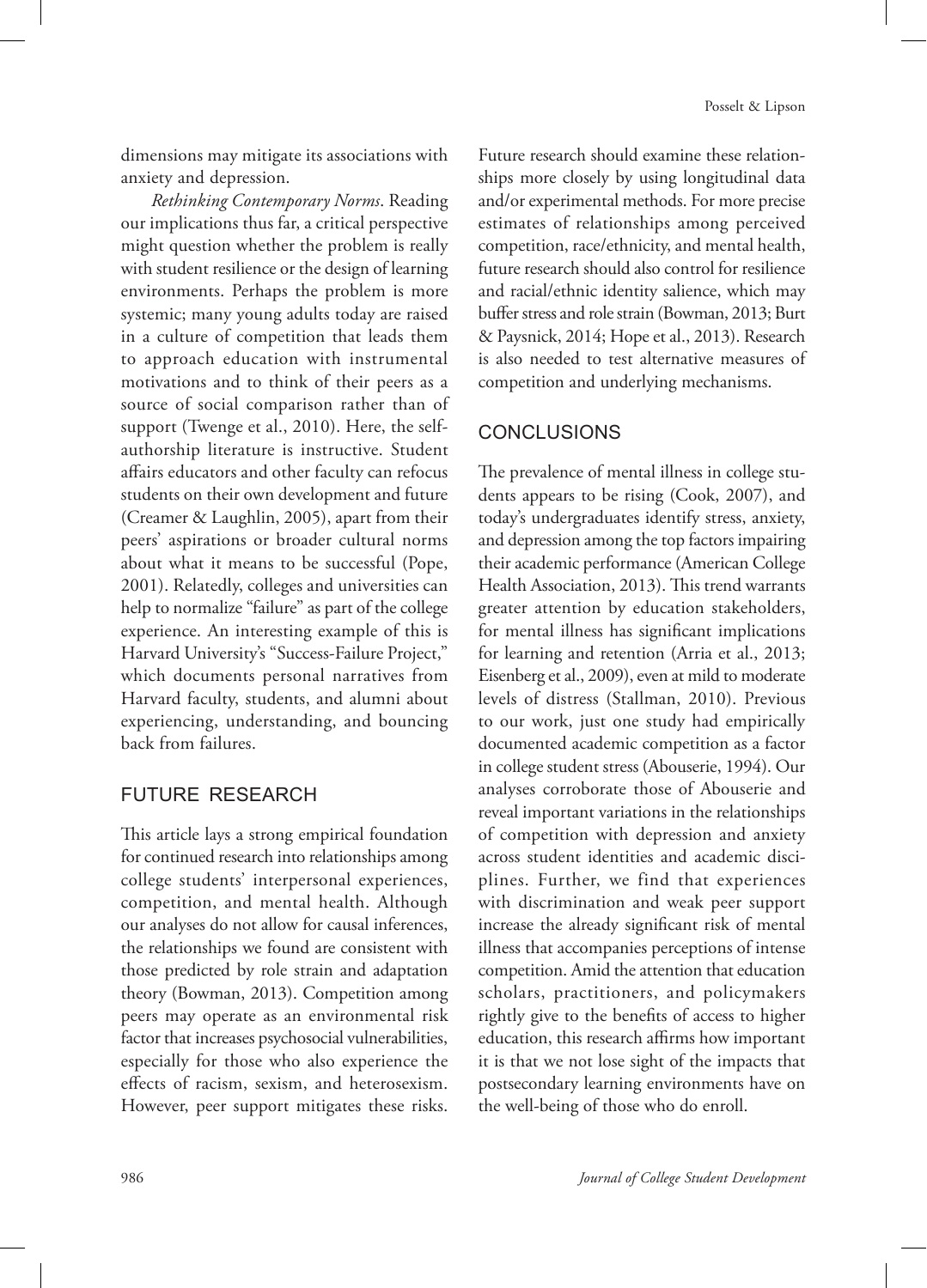dimensions may mitigate its associations with anxiety and depression.

*Rethinking Contemporary Norms*. Reading our implications thus far, a critical perspective might question whether the problem is really with student resilience or the design of learning environments. Perhaps the problem is more systemic; many young adults today are raised in a culture of competition that leads them to approach education with instrumental motivations and to think of their peers as a source of social comparison rather than of support (Twenge et al., 2010). Here, the self-authorship literature is instructive. Student affairs educators and other faculty can refocus students on their own development and future (Creamer & Laughlin, 2005), apart from their peers' aspirations or broader cultural norms about what it means to be successful (Pope, 2001). Relatedly, colleges and universities can help to normalize "failure" as part of the college experience. An interesting example of this is Harvard University's "Success-Failure Project," which documents personal narratives from Harvard faculty, students, and alumni about experiencing, understanding, and bouncing back from failures.

## FUTURE RESEARCH

This article lays a strong empirical foundation for continued research into relationships among college students' interpersonal experiences, competition, and mental health. Although our analyses do not allow for causal inferences, the relationships we found are consistent with those predicted by role strain and adaptation theory (Bowman, 2013). Competition among peers may operate as an environmental risk factor that increases psychosocial vulnerabilities, especially for those who also experience the effects of racism, sexism, and heterosexism. However, peer support mitigates these risks. Future research should examine these relationships more closely by using longitudinal data and/or experimental methods. For more precise estimates of relationships among perceived competition, race/ethnicity, and mental health, future research should also control for resilience and racial/ethnic identity salience, which may buffer stress and role strain (Bowman, 2013; Burt & Paysnick, 2014; Hope et al., 2013). Research is also needed to test alternative measures of competition and underlying mechanisms.

## CONCLUSIONS

The prevalence of mental illness in college students appears to be rising (Cook, 2007), and today's undergraduates identify stress, anxiety, and depression among the top factors impairing their academic performance (American College Health Association, 2013). This trend warrants greater attention by education stakeholders, for mental illness has significant implications for learning and retention (Arria et al., 2013; Eisenberg et al., 2009), even at mild to moderate levels of distress (Stallman, 2010). Previous to our work, just one study had empirically documented academic competition as a factor in college student stress (Abouserie, 1994). Our analyses corroborate those of Abouserie and reveal important variations in the relationships of competition with depression and anxiety across student identities and academic disciplines. Further, we find that experiences with discrimination and weak peer support increase the already significant risk of mental illness that accompanies perceptions of intense competition. Amid the attention that education scholars, practitioners, and policymakers rightly give to the benefits of access to higher education, this research affirms how important it is that we not lose sight of the impacts that postsecondary learning environments have on the well-being of those who do enroll.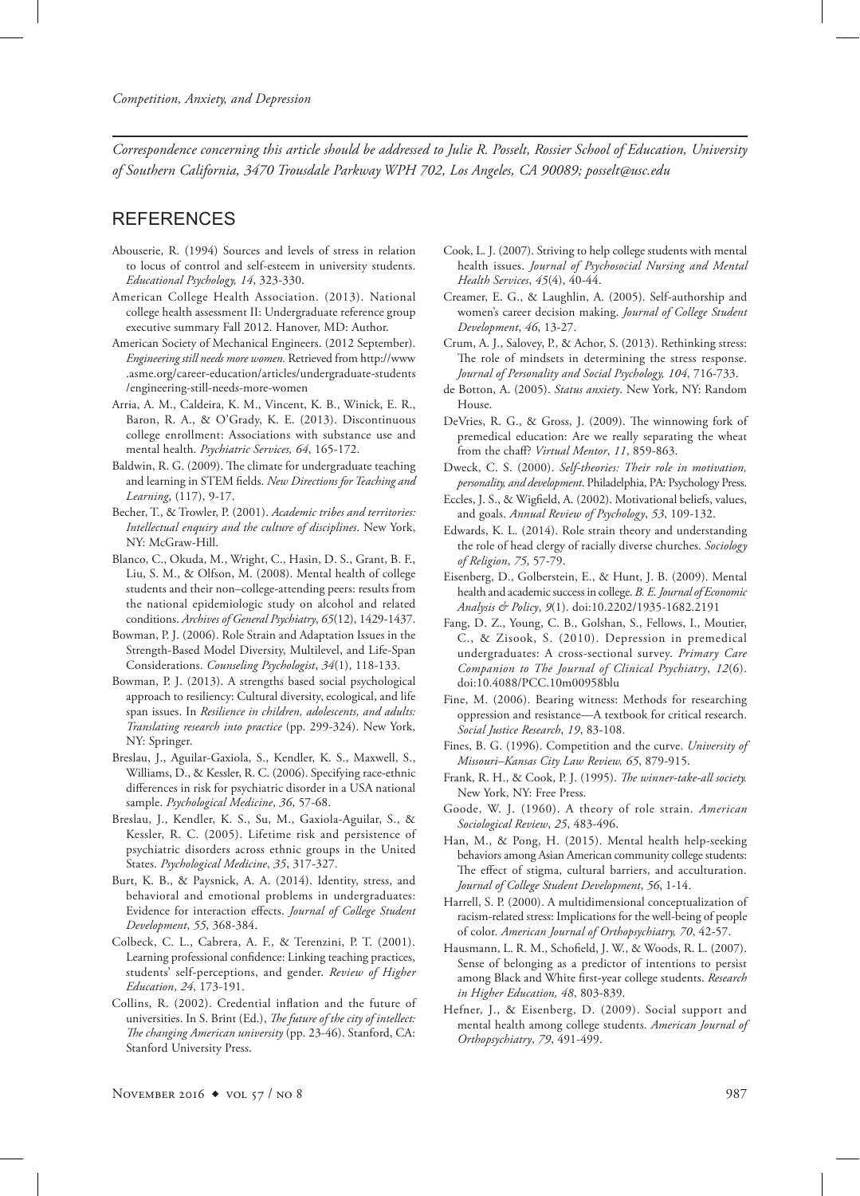*Correspondence concerning this article should be addressed to Julie R. Posselt, Rossier School of Education, University of Southern California, 3470 Trousdale Parkway WPH 702, Los Angeles, CA 90089; posselt@usc.edu*

## REFERENCES

Abouserie, R. (1994) Sources and levels of stress in relation to locus of control and self-esteem in university students. *Educational Psychology, 14*, 323-330.

American College Health Association. (2013). National college health assessment II: Undergraduate reference group executive summary Fall 2012. Hanover, MD: Author.

American Society of Mechanical Engineers. (2012 September). *Engineering still needs more women.* Retrieved from http://www.asme.org/career-education/articles/undergraduate-students/engineering-still-needs-more-women

Arria, A. M., Caldeira, K. M., Vincent, K. B., Winick, E. R., Baron, R. A., & O'Grady, K. E. (2013). Discontinuous college enrollment: Associations with substance use and mental health. *Psychiatric Services, 64*, 165-172.

Baldwin, R. G. (2009). The climate for undergraduate teaching and learning in STEM fields. *New Directions for Teaching and Learning*, (117), 9-17.

Becher, T., & Trowler, P. (2001). *Academic tribes and territories: Intellectual enquiry and the culture of disciplines*. New York, NY: McGraw-Hill.

Blanco, C., Okuda, M., Wright, C., Hasin, D. S., Grant, B. F., Liu, S. M., & Olfson, M. (2008). Mental health of college students and their non–college-attending peers: results from the national epidemiologic study on alcohol and related conditions. *Archives of General Psychiatry*, *65*(12), 1429-1437.

Bowman, P. J. (2006). Role Strain and Adaptation Issues in the Strength-Based Model Diversity, Multilevel, and Life-Span Considerations. *Counseling Psychologist*, *34*(1), 118-133.

Bowman, P. J. (2013). A strengths based social psychological approach to resiliency: Cultural diversity, ecological, and life span issues. In *Resilience in children, adolescents, and adults: Translating research into practice* (pp. 299-324). New York, NY: Springer.

Breslau, J., Aguilar-Gaxiola, S., Kendler, K. S., Maxwell, S., Williams, D., & Kessler, R. C. (2006). Specifying race-ethnic differences in risk for psychiatric disorder in a USA national sample. *Psychological Medicine*, *36*, 57-68.

Breslau, J., Kendler, K. S., Su, M., Gaxiola-Aguilar, S., & Kessler, R. C. (2005). Lifetime risk and persistence of psychiatric disorders across ethnic groups in the United States. *Psychological Medicine*, *35*, 317-327.

Burt, K. B., & Paysnick, A. A. (2014). Identity, stress, and behavioral and emotional problems in undergraduates: Evidence for interaction effects. *Journal of College Student Development*, *55*, 368-384.

Colbeck, C. L., Cabrera, A. F., & Terenzini, P. T. (2001). Learning professional confidence: Linking teaching practices, students' self-perceptions, and gender. *Review of Higher Education*, *24*, 173-191.

Collins, R. (2002). Credential inflation and the future of universities. In S. Brint (Ed.), *The future of the city of intellect: The changing American university* (pp. 23-46). Stanford, CA: Stanford University Press.

Cook, L. J. (2007). Striving to help college students with mental health issues. *Journal of Psychosocial Nursing and Mental Health Services*, *45*(4), 40-44.

Creamer, E. G., & Laughlin, A. (2005). Self-authorship and women's career decision making. *Journal of College Student Development*, *46*, 13-27.

Crum, A. J., Salovey, P., & Achor, S. (2013). Rethinking stress: The role of mindsets in determining the stress response. *Journal of Personality and Social Psychology, 104*, 716-733.

de Botton, A. (2005). *Status anxiety*. New York, NY: Random House.

DeVries, R. G., & Gross, J. (2009). The winnowing fork of premedical education: Are we really separating the wheat from the chaff? *Virtual Mentor*, *11*, 859-863.

Dweck, C. S. (2000). *Self-theories: Their role in motivation, personality, and development*. Philadelphia, PA: Psychology Press.

Eccles, J. S., & Wigfield, A. (2002). Motivational beliefs, values, and goals. *Annual Review of Psychology*, *53*, 109-132.

Edwards, K. L. (2014). Role strain theory and understanding the role of head clergy of racially diverse churches. *Sociology of Religion*, *75*, 57-79.

Eisenberg, D., Golberstein, E., & Hunt, J. B. (2009). Mental health and academic success in college. *B. E. Journal of Economic Analysis & Policy*, *9*(1). doi:10.2202/1935-1682.2191

Fang, D. Z., Young, C. B., Golshan, S., Fellows, I., Moutier, C., & Zisook, S. (2010). Depression in premedical undergraduates: A cross-sectional survey. *Primary Care Companion to The Journal of Clinical Psychiatry*, *12*(6). doi:10.4088/PCC.10m00958blu

Fine, M. (2006). Bearing witness: Methods for researching oppression and resistance—A textbook for critical research. *Social Justice Research*, *19*, 83-108.

Fines, B. G. (1996). Competition and the curve. *University of Missouri–Kansas City Law Review, 65*, 879-915.

Frank, R. H., & Cook, P. J. (1995). *The winner-take-all society.* New York, NY: Free Press.

Goode, W. J. (1960). A theory of role strain. *American Sociological Review*, *25*, 483-496.

Han, M., & Pong, H. (2015). Mental health help-seeking behaviors among Asian American community college students: The effect of stigma, cultural barriers, and acculturation. *Journal of College Student Development*, *56*, 1-14.

Harrell, S. P. (2000). A multidimensional conceptualization of racism-related stress: Implications for the well-being of people of color. *American Journal of Orthopsychiatry, 70*, 42-57.

Hausmann, L. R. M., Schofield, J. W., & Woods, R. L. (2007). Sense of belonging as a predictor of intentions to persist among Black and White first-year college students. *Research in Higher Education, 48*, 803-839.

Hefner, J., & Eisenberg, D. (2009). Social support and mental health among college students. *American Journal of Orthopsychiatry*, *79*, 491-499.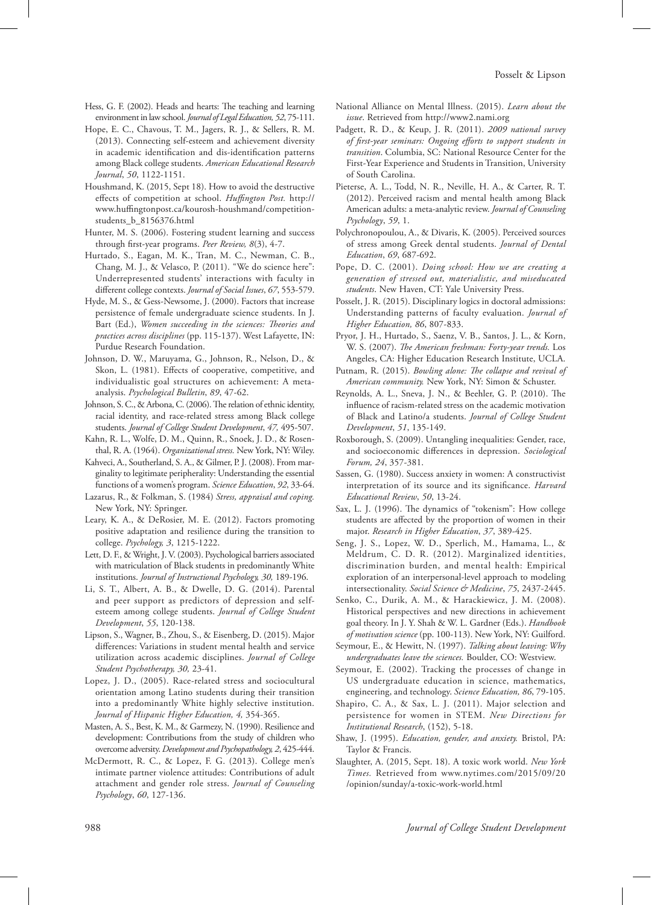Hess, G. F. (2002). Heads and hearts: The teaching and learning environment in law school. *Journal of Legal Education, 52*, 75-111.

Hope, E. C., Chavous, T. M., Jagers, R. J., & Sellers, R. M. (2013). Connecting self-esteem and achievement diversity in academic identification and dis-identification patterns among Black college students. *American Educational Research Journal*, *50*, 1122-1151.

Houshmand, K. (2015, Sept 18). How to avoid the destructive effects of competition at school. *Huffington Post.* http://www.huffingtonpost.ca/kourosh-houshmand/competition-students_b_8156376.html

Hunter, M. S. (2006). Fostering student learning and success through first-year programs. *Peer Review, 8*(3), 4-7.

Hurtado, S., Eagan, M. K., Tran, M. C., Newman, C. B., Chang, M. J., & Velasco, P. (2011). "We do science here": Underrepresented students' interactions with faculty in different college contexts. *Journal of Social Issues*, *67*, 553-579.

Hyde, M. S., & Gess-Newsome, J. (2000). Factors that increase persistence of female undergraduate science students. In J. Bart (Ed.), *Women succeeding in the sciences: Theories and practices across disciplines* (pp. 115-137). West Lafayette, IN: Purdue Research Foundation.

Johnson, D. W., Maruyama, G., Johnson, R., Nelson, D., & Skon, L. (1981). Effects of cooperative, competitive, and individualistic goal structures on achievement: A meta-analysis. *Psychological Bulletin*, *89*, 47-62.

Johnson, S. C., & Arbona, C. (2006). The relation of ethnic identity, racial identity, and race-related stress among Black college students. *Journal of College Student Development*, *47,* 495-507.

Kahn, R. L., Wolfe, D. M., Quinn, R., Snoek, J. D., & Rosenthal, R. A. (1964). *Organizational stress.* New York, NY: Wiley.

Kahveci, A., Southerland, S. A., & Gilmer, P. J. (2008). From marginality to legitimate peripherality: Understanding the essential functions of a women's program. *Science Education*, *92*, 33-64.

Lazarus, R., & Folkman, S. (1984) *Stress, appraisal and coping.* New York, NY: Springer.

Leary, K. A., & DeRosier, M. E. (2012). Factors promoting positive adaptation and resilience during the transition to college. *Psychology, 3*, 1215-1222.

Lett, D. F., & Wright, J. V. (2003). Psychological barriers associated with matriculation of Black students in predominantly White institutions. *Journal of Instructional Psychology, 30,* 189-196.

Li, S. T., Albert, A. B., & Dwelle, D. G. (2014). Parental and peer support as predictors of depression and self-esteem among college students. *Journal of College Student Development*, *55*, 120-138.

Lipson, S., Wagner, B., Zhou, S., & Eisenberg, D. (2015). Major differences: Variations in student mental health and service utilization across academic disciplines. *Journal of College Student Psychotherapy, 30,* 23-41.

Lopez, J. D., (2005). Race-related stress and sociocultural orientation among Latino students during their transition into a predominantly White highly selective institution. *Journal of Hispanic Higher Education, 4,* 354-365.

Masten, A. S., Best, K. M., & Garmezy, N. (1990). Resilience and development: Contributions from the study of children who overcome adversity. *Development and Psychopathology, 2*, 425-444.

McDermott, R. C., & Lopez, F. G. (2013). College men's intimate partner violence attitudes: Contributions of adult attachment and gender role stress. *Journal of Counseling Psychology*, *60*, 127-136.

National Alliance on Mental Illness. (2015). *Learn about the issue*. Retrieved from http://www2.nami.org

Padgett, R. D., & Keup, J. R. (2011). *2009 national survey of first-year seminars: Ongoing efforts to support students in transition*. Columbia, SC: National Resource Center for the First-Year Experience and Students in Transition, University of South Carolina.

Pieterse, A. L., Todd, N. R., Neville, H. A., & Carter, R. T. (2012). Perceived racism and mental health among Black American adults: a meta-analytic review. *Journal of Counseling Psychology*, *59*, 1.

Polychronopoulou, A., & Divaris, K. (2005). Perceived sources of stress among Greek dental students. *Journal of Dental Education*, *69*, 687-692.

Pope, D. C. (2001). *Doing school: How we are creating a generation of stressed out, materialistic, and miseducated students*. New Haven, CT: Yale University Press.

Posselt, J. R. (2015). Disciplinary logics in doctoral admissions: Understanding patterns of faculty evaluation. *Journal of Higher Education, 86*, 807-833.

Pryor, J. H., Hurtado, S., Saenz, V. B., Santos, J. L., & Korn, W. S. (2007). *The American freshman: Forty-year trends.* Los Angeles, CA: Higher Education Research Institute, UCLA.

Putnam, R. (2015). *Bowling alone: The collapse and revival of American community.* New York, NY: Simon & Schuster.

Reynolds, A. L., Sneva, J. N., & Beehler, G. P. (2010). The influence of racism-related stress on the academic motivation of Black and Latino/a students. *Journal of College Student Development*, *51*, 135-149.

Roxborough, S. (2009). Untangling inequalities: Gender, race, and socioeconomic differences in depression. *Sociological Forum, 24*, 357-381.

Sassen, G. (1980). Success anxiety in women: A constructivist interpretation of its source and its significance. *Harvard Educational Review*, *50*, 13-24.

Sax, L. J. (1996). The dynamics of "tokenism": How college students are affected by the proportion of women in their major. *Research in Higher Education*, *37*, 389-425.

Seng, J. S., Lopez, W. D., Sperlich, M., Hamama, L., & Meldrum, C. D. R. (2012). Marginalized identities, discrimination burden, and mental health: Empirical exploration of an interpersonal-level approach to modeling intersectionality. *Social Science & Medicine*, *75*, 2437-2445.

Senko, C., Durik, A. M., & Harackiewicz, J. M. (2008). Historical perspectives and new directions in achievement goal theory. In J. Y. Shah & W. L. Gardner (Eds.). *Handbook of motivation science* (pp. 100-113). New York, NY: Guilford.

Seymour, E., & Hewitt, N. (1997). *Talking about leaving: Why undergraduates leave the sciences.* Boulder, CO: Westview.

Seymour, E. (2002). Tracking the processes of change in US undergraduate education in science, mathematics, engineering, and technology. *Science Education, 86*, 79-105.

Shapiro, C. A., & Sax, L. J. (2011). Major selection and persistence for women in STEM. *New Directions for Institutional Research*, (152), 5-18.

Shaw, J. (1995). *Education, gender, and anxiety.* Bristol, PA: Taylor & Francis.

Slaughter, A. (2015, Sept. 18). A toxic work world. *New York Times.* Retrieved from www.nytimes.com/2015/09/20/opinion/sunday/a-toxic-work-world.html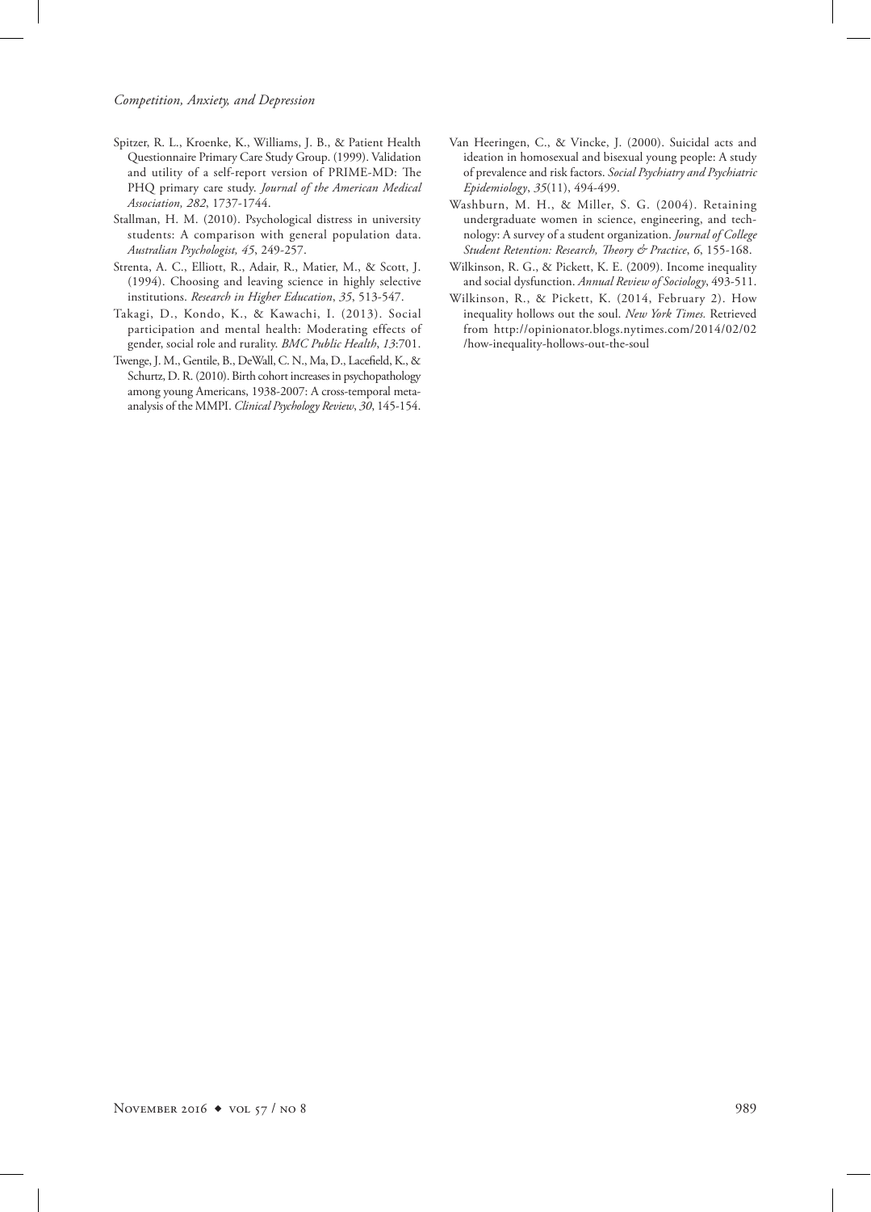Spitzer, R. L., Kroenke, K., Williams, J. B., & Patient Health Questionnaire Primary Care Study Group. (1999). Validation and utility of a self-report version of PRIME-MD: The PHQ primary care study. *Journal of the American Medical Association, 282*, 1737-1744.

Stallman, H. M. (2010). Psychological distress in university students: A comparison with general population data. *Australian Psychologist, 45*, 249-257.

Strenta, A. C., Elliott, R., Adair, R., Matier, M., & Scott, J. (1994). Choosing and leaving science in highly selective institutions. *Research in Higher Education*, *35*, 513-547.

Takagi, D., Kondo, K., & Kawachi, I. (2013). Social participation and mental health: Moderating effects of gender, social role and rurality. *BMC Public Health*, *13*:701.

Twenge, J. M., Gentile, B., DeWall, C. N., Ma, D., Lacefield, K., & Schurtz, D. R. (2010). Birth cohort increases in psychopathology among young Americans, 1938-2007: A cross-temporal meta-analysis of the MMPI. *Clinical Psychology Review*, *30*, 145-154.

Van Heeringen, C., & Vincke, J. (2000). Suicidal acts and ideation in homosexual and bisexual young people: A study of prevalence and risk factors. *Social Psychiatry and Psychiatric Epidemiology*, *35*(11), 494-499.

Washburn, M. H., & Miller, S. G. (2004). Retaining undergraduate women in science, engineering, and technology: A survey of a student organization. *Journal of College Student Retention: Research, Theory & Practice*, *6*, 155-168.

Wilkinson, R. G., & Pickett, K. E. (2009). Income inequality and social dysfunction. *Annual Review of Sociology*, 493-511.

Wilkinson, R., & Pickett, K. (2014, February 2). How inequality hollows out the soul. *New York Times.* Retrieved from http://opinionator.blogs.nytimes.com/2014/02/02/how-inequality-hollows-out-the-soul